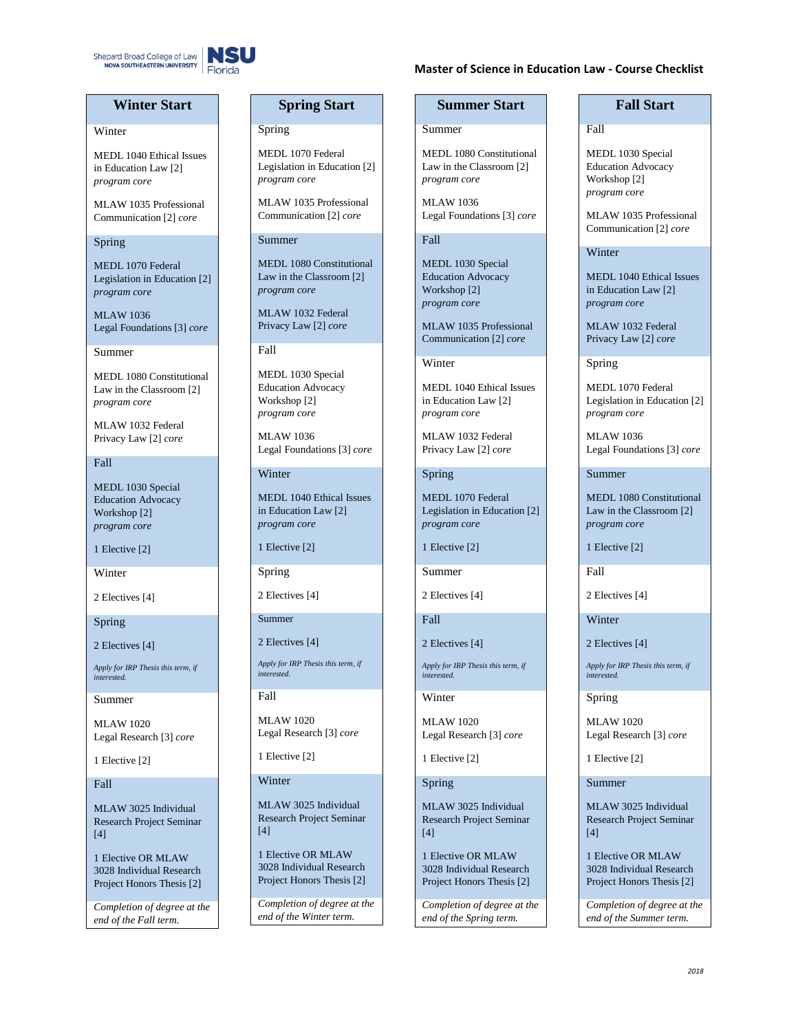Shepard Broad College of Law
NOVA SOUTHEASTERN UNIVERSITY
NSU Florida

# Master of Science in Education Law - Course Checklist

## Winter Start

**Winter**

- MEDL 1040 Ethical Issues in Education Law [2] *program core*
- MLAW 1035 Professional Communication [2] *core*

**Spring**

- MEDL 1070 Federal Legislation in Education [2] *program core*
- MLAW 1036 Legal Foundations [3] *core*

**Summer**

- MEDL 1080 Constitutional Law in the Classroom [2] *program core*
- MLAW 1032 Federal Privacy Law [2] *core*

**Fall**

- MEDL 1030 Special Education Advocacy Workshop [2] *program core*
- 1 Elective [2]

**Winter**

- 2 Electives [4]

**Spring**

- 2 Electives [4]

*Apply for IRP Thesis this term, if interested.*

**Summer**

- MLAW 1020 Legal Research [3] *core*
- 1 Elective [2]

**Fall**

- MLAW 3025 Individual Research Project Seminar [4]
- 1 Elective OR MLAW 3028 Individual Research Project Honors Thesis [2]

*Completion of degree at the end of the Fall term.*

## Spring Start

**Spring**

- MEDL 1070 Federal Legislation in Education [2] *program core*
- MLAW 1035 Professional Communication [2] *core*

**Summer**

- MEDL 1080 Constitutional Law in the Classroom [2] *program core*
- MLAW 1032 Federal Privacy Law [2] *core*

**Fall**

- MEDL 1030 Special Education Advocacy Workshop [2] *program core*
- MLAW 1036 Legal Foundations [3] *core*

**Winter**

- MEDL 1040 Ethical Issues in Education Law [2] *program core*
- 1 Elective [2]

**Spring**

- 2 Electives [4]

**Summer**

- 2 Electives [4]

*Apply for IRP Thesis this term, if interested.*

**Fall**

- MLAW 1020 Legal Research [3] *core*
- 1 Elective [2]

**Winter**

- MLAW 3025 Individual Research Project Seminar [4]
- 1 Elective OR MLAW 3028 Individual Research Project Honors Thesis [2]

*Completion of degree at the end of the Winter term.*

## Summer Start

**Summer**

- MEDL 1080 Constitutional Law in the Classroom [2] *program core*
- MLAW 1036 Legal Foundations [3] *core*

**Fall**

- MEDL 1030 Special Education Advocacy Workshop [2] *program core*
- MLAW 1035 Professional Communication [2] *core*

**Winter**

- MEDL 1040 Ethical Issues in Education Law [2] *program core*
- MLAW 1032 Federal Privacy Law [2] *core*

**Spring**

- MEDL 1070 Federal Legislation in Education [2] *program core*
- 1 Elective [2]

**Summer**

- 2 Electives [4]

**Fall**

- 2 Electives [4]

*Apply for IRP Thesis this term, if interested.*

**Winter**

- MLAW 1020 Legal Research [3] *core*
- 1 Elective [2]

**Spring**

- MLAW 3025 Individual Research Project Seminar [4]
- 1 Elective OR MLAW 3028 Individual Research Project Honors Thesis [2]

*Completion of degree at the end of the Spring term.*

## Fall Start

**Fall**

- MEDL 1030 Special Education Advocacy Workshop [2] *program core*
- MLAW 1035 Professional Communication [2] *core*

**Winter**

- MEDL 1040 Ethical Issues in Education Law [2] *program core*
- MLAW 1032 Federal Privacy Law [2] *core*

**Spring**

- MEDL 1070 Federal Legislation in Education [2] *program core*
- MLAW 1036 Legal Foundations [3] *core*

**Summer**

- MEDL 1080 Constitutional Law in the Classroom [2] *program core*
- 1 Elective [2]

**Fall**

- 2 Electives [4]

**Winter**

- 2 Electives [4]

*Apply for IRP Thesis this term, if interested.*

**Spring**

- MLAW 1020 Legal Research [3] *core*
- 1 Elective [2]

**Summer**

- MLAW 3025 Individual Research Project Seminar [4]
- 1 Elective OR MLAW 3028 Individual Research Project Honors Thesis [2]

*Completion of degree at the end of the Summer term.*

*2018*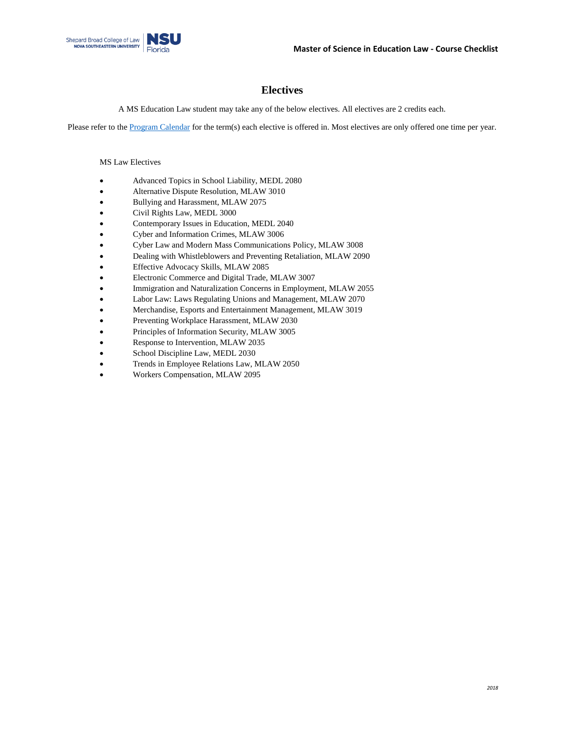# Electives

A MS Education Law student may take any of the below electives. All electives are 2 credits each.

Please refer to the Program Calendar for the term(s) each elective is offered in. Most electives are only offered one time per year.

MS Law Electives

- Advanced Topics in School Liability, MEDL 2080
- Alternative Dispute Resolution, MLAW 3010
- Bullying and Harassment, MLAW 2075
- Civil Rights Law, MEDL 3000
- Contemporary Issues in Education, MEDL 2040
- Cyber and Information Crimes, MLAW 3006
- Cyber Law and Modern Mass Communications Policy, MLAW 3008
- Dealing with Whistleblowers and Preventing Retaliation, MLAW 2090
- Effective Advocacy Skills, MLAW 2085
- Electronic Commerce and Digital Trade, MLAW 3007
- Immigration and Naturalization Concerns in Employment, MLAW 2055
- Labor Law: Laws Regulating Unions and Management, MLAW 2070
- Merchandise, Esports and Entertainment Management, MLAW 3019
- Preventing Workplace Harassment, MLAW 2030
- Principles of Information Security, MLAW 3005
- Response to Intervention, MLAW 2035
- School Discipline Law, MEDL 2030
- Trends in Employee Relations Law, MLAW 2050
- Workers Compensation, MLAW 2095